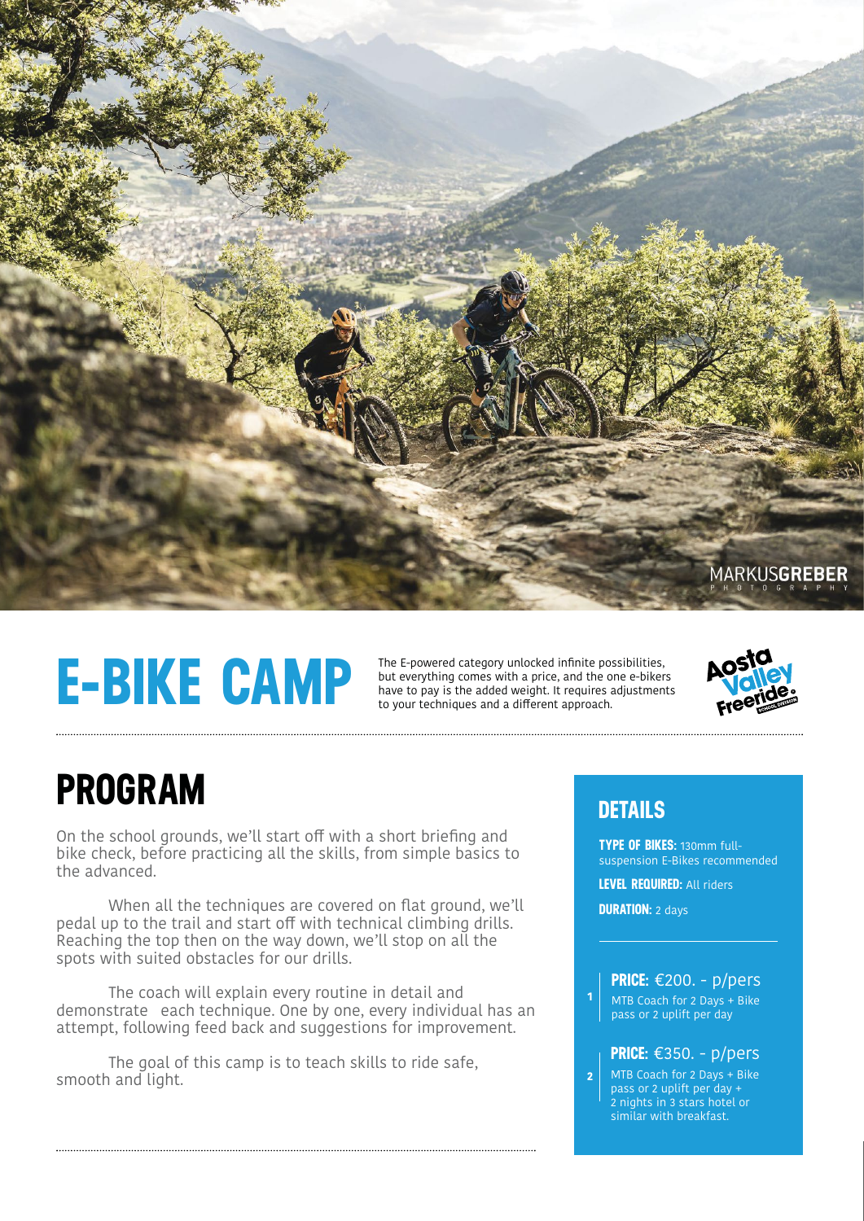# E-BIKE CAMP

The E-powered category unlocked infinite possibilities, but everything comes with a price, and the one e-bikers have to pay is the added weight. It requires adjustments to your techniques and a different approach.

## PROGRAM

On the school grounds, we'll start off with a short briefing and bike check, before practicing all the skills, from simple basics to the advanced.

When all the techniques are covered on flat ground, we'll pedal up to the trail and start off with technical climbing drills. Reaching the top then on the way down, we'll stop on all the spots with suited obstacles for our drills.

The coach will explain every routine in detail and demonstrate each technique. One by one, every individual has an attempt, following feed back and suggestions for improvement.

The goal of this camp is to teach skills to ride safe, smooth and light.

## DETAILS

**TYPE OF BIKES:** 130mm full-suspension E-Bikes recommended

**LEVEL REQUIRED:** All riders

**DURATION:** 2 days

1. **PRICE:** €200. - p/pers
   MTB Coach for 2 Days + Bike pass or 2 uplift per day

2. **PRICE:** €350. - p/pers
   MTB Coach for 2 Days + Bike pass or 2 uplift per day + 2 nights in 3 stars hotel or similar with breakfast.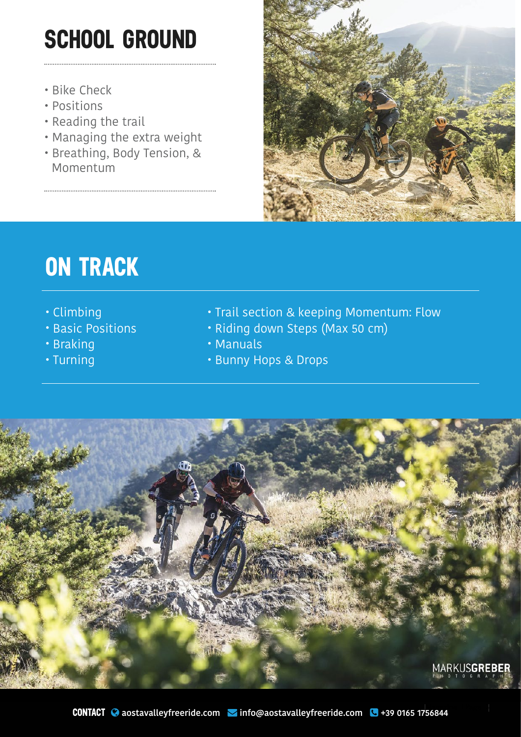# SCHOOL GROUND

- Bike Check
- Positions
- Reading the trail
- Managing the extra weight
- Breathing, Body Tension, & Momentum

# ON TRACK

- Climbing
- Basic Positions
- Braking
- Turning
- Trail section & keeping Momentum: Flow
- Riding down Steps (Max 50 cm)
- Manuals
- Bunny Hops & Drops

MARKUSGREBER PHOTOGRAPHY

**CONTACT** aostavalleyfreeride.com info@aostavalleyfreeride.com +39 0165 1756844